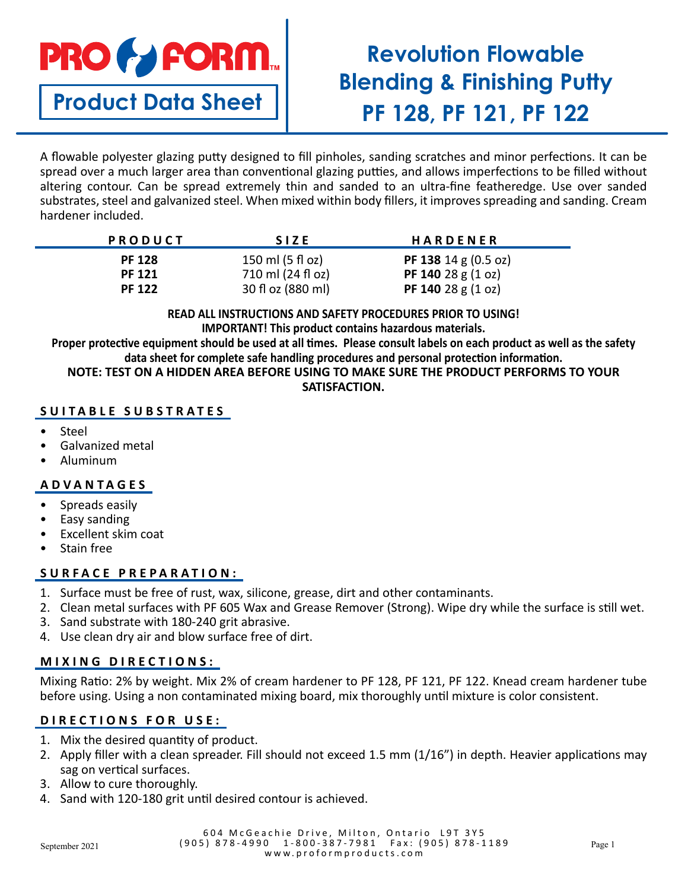PRO FORM

**Product Data Sheet**

# Revolution Flowable Blending & Finishing Putty PF 128, PF 121, PF 122

A flowable polyester glazing putty designed to fill pinholes, sanding scratches and minor perfections. It can be spread over a much larger area than conventional glazing putties, and allows imperfections to be filled without altering contour. Can be spread extremely thin and sanded to an ultra-fine featheredge. Use over sanded substrates, steel and galvanized steel. When mixed within body fillers, it improves spreading and sanding. Cream hardener included.

| PRODUCT | SIZE | HARDENER |
|---|---|---|
| **PF 128** | 150 ml (5 fl oz) | **PF 138** 14 g (0.5 oz) |
| **PF 121** | 710 ml (24 fl oz) | **PF 140** 28 g (1 oz) |
| **PF 122** | 30 fl oz (880 ml) | **PF 140** 28 g (1 oz) |

**READ ALL INSTRUCTIONS AND SAFETY PROCEDURES PRIOR TO USING!**
**IMPORTANT! This product contains hazardous materials.**
**Proper protective equipment should be used at all times. Please consult labels on each product as well as the safety data sheet for complete safe handling procedures and personal protection information.**
**NOTE: TEST ON A HIDDEN AREA BEFORE USING TO MAKE SURE THE PRODUCT PERFORMS TO YOUR SATISFACTION.**

## SUITABLE SUBSTRATES

- Steel
- Galvanized metal
- Aluminum

## ADVANTAGES

- Spreads easily
- Easy sanding
- Excellent skim coat
- Stain free

## SURFACE PREPARATION:

1. Surface must be free of rust, wax, silicone, grease, dirt and other contaminants.
2. Clean metal surfaces with PF 605 Wax and Grease Remover (Strong). Wipe dry while the surface is still wet.
3. Sand substrate with 180-240 grit abrasive.
4. Use clean dry air and blow surface free of dirt.

## MIXING DIRECTIONS:

Mixing Ratio: 2% by weight. Mix 2% of cream hardener to PF 128, PF 121, PF 122. Knead cream hardener tube before using. Using a non contaminated mixing board, mix thoroughly until mixture is color consistent.

## DIRECTIONS FOR USE:

1. Mix the desired quantity of product.
2. Apply filler with a clean spreader. Fill should not exceed 1.5 mm (1/16") in depth. Heavier applications may sag on vertical surfaces.
3. Allow to cure thoroughly.
4. Sand with 120-180 grit until desired contour is achieved.

604 McGeachie Drive, Milton, Ontario L9T 3Y5
(905) 878-4990 1-800-387-7981 Fax: (905) 878-1189
www.proformproducts.com

September 2021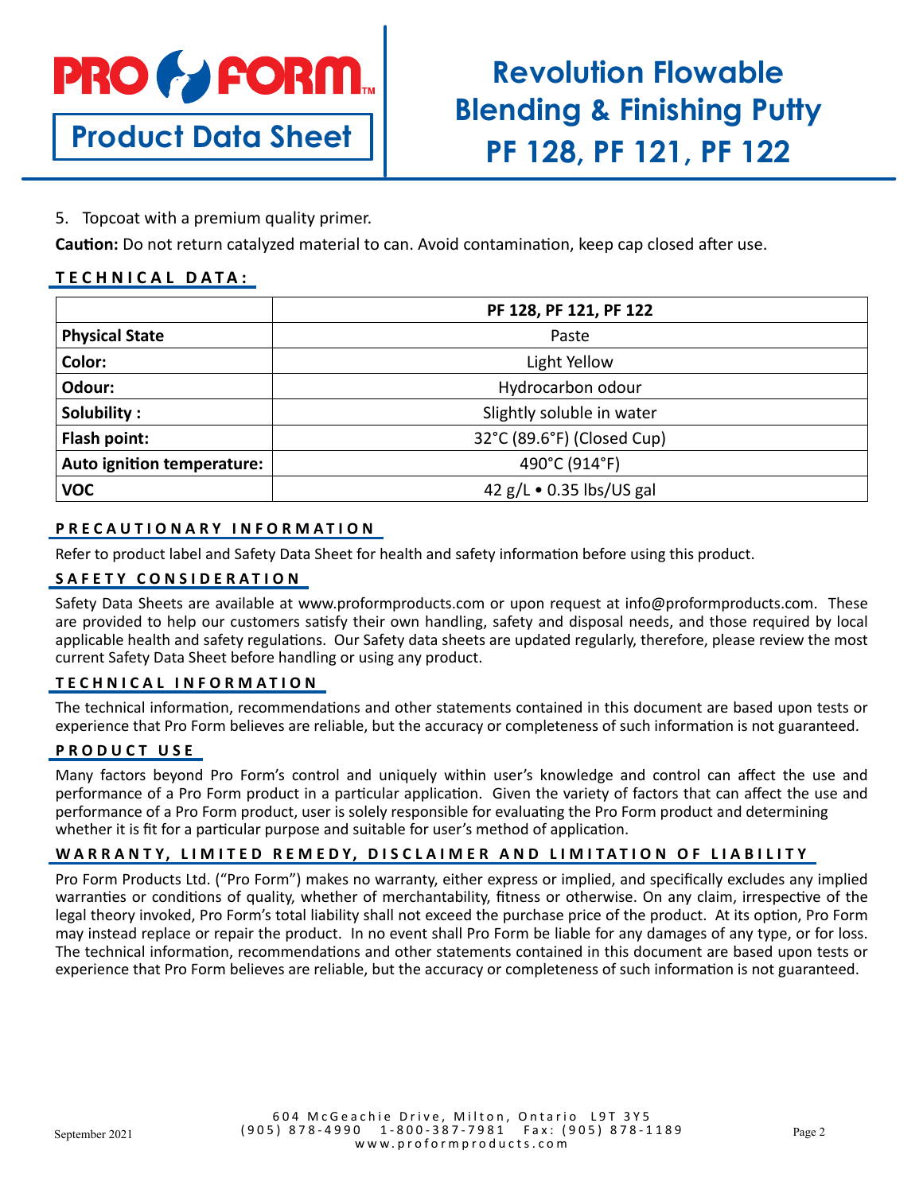5. Topcoat with a premium quality primer.

**Caution:** Do not return catalyzed material to can. Avoid contamination, keep cap closed after use.

## TECHNICAL DATA:

| | PF 128, PF 121, PF 122 |
|---|---|
| **Physical State** | Paste |
| **Color:** | Light Yellow |
| **Odour:** | Hydrocarbon odour |
| **Solubility :** | Slightly soluble in water |
| **Flash point:** | 32°C (89.6°F) (Closed Cup) |
| **Auto ignition temperature:** | 490°C (914°F) |
| **VOC** | 42 g/L • 0.35 lbs/US gal |

## PRECAUTIONARY INFORMATION

Refer to product label and Safety Data Sheet for health and safety information before using this product.

## SAFETY CONSIDERATION

Safety Data Sheets are available at www.proformproducts.com or upon request at info@proformproducts.com. These are provided to help our customers satisfy their own handling, safety and disposal needs, and those required by local applicable health and safety regulations. Our Safety data sheets are updated regularly, therefore, please review the most current Safety Data Sheet before handling or using any product.

## TECHNICAL INFORMATION

The technical information, recommendations and other statements contained in this document are based upon tests or experience that Pro Form believes are reliable, but the accuracy or completeness of such information is not guaranteed.

## PRODUCT USE

Many factors beyond Pro Form's control and uniquely within user's knowledge and control can affect the use and performance of a Pro Form product in a particular application. Given the variety of factors that can affect the use and performance of a Pro Form product, user is solely responsible for evaluating the Pro Form product and determining whether it is fit for a particular purpose and suitable for user's method of application.

## WARRANTY, LIMITED REMEDY, DISCLAIMER AND LIMITATION OF LIABILITY

Pro Form Products Ltd. ("Pro Form") makes no warranty, either express or implied, and specifically excludes any implied warranties or conditions of quality, whether of merchantability, fitness or otherwise. On any claim, irrespective of the legal theory invoked, Pro Form's total liability shall not exceed the purchase price of the product. At its option, Pro Form may instead replace or repair the product. In no event shall Pro Form be liable for any damages of any type, or for loss. The technical information, recommendations and other statements contained in this document are based upon tests or experience that Pro Form believes are reliable, but the accuracy or completeness of such information is not guaranteed.